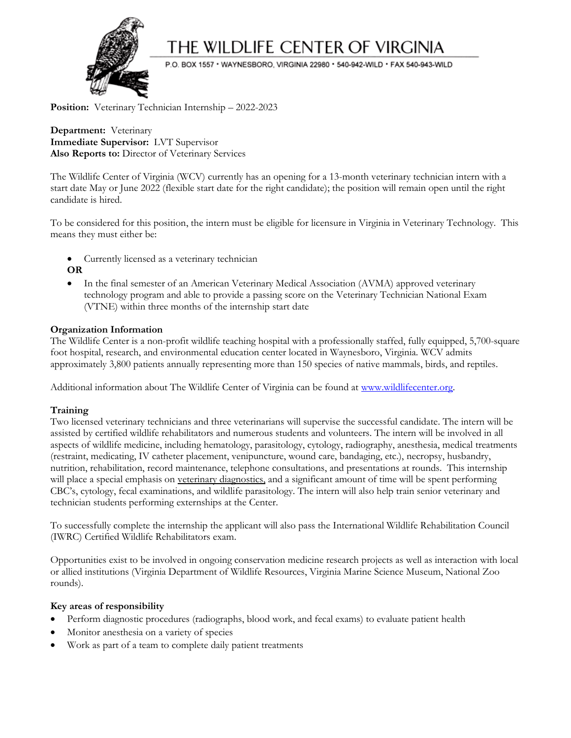# THE WILDLIFE CENTER OF VIRGINIA

P.O. BOX 1557 • WAYNESBORO, VIRGINIA 22980 • 540-942-WILD • FAX 540-943-WILD

**Position:** Veterinary Technician Internship – 2022-2023

**Department:** Veterinary
**Immediate Supervisor:** LVT Supervisor
**Also Reports to:** Director of Veterinary Services

The Wildlife Center of Virginia (WCV) currently has an opening for a 13-month veterinary technician intern with a start date May or June 2022 (flexible start date for the right candidate); the position will remain open until the right candidate is hired.

To be considered for this position, the intern must be eligible for licensure in Virginia in Veterinary Technology. This means they must either be:

- Currently licensed as a veterinary technician

**OR**

- In the final semester of an American Veterinary Medical Association (AVMA) approved veterinary technology program and able to provide a passing score on the Veterinary Technician National Exam (VTNE) within three months of the internship start date

**Organization Information**
The Wildlife Center is a non-profit wildlife teaching hospital with a professionally staffed, fully equipped, 5,700-square foot hospital, research, and environmental education center located in Waynesboro, Virginia. WCV admits approximately 3,800 patients annually representing more than 150 species of native mammals, birds, and reptiles.

Additional information about The Wildlife Center of Virginia can be found at www.wildlifecenter.org.

**Training**
Two licensed veterinary technicians and three veterinarians will supervise the successful candidate. The intern will be assisted by certified wildlife rehabilitators and numerous students and volunteers. The intern will be involved in all aspects of wildlife medicine, including hematology, parasitology, cytology, radiography, anesthesia, medical treatments (restraint, medicating, IV catheter placement, venipuncture, wound care, bandaging, etc.), necropsy, husbandry, nutrition, rehabilitation, record maintenance, telephone consultations, and presentations at rounds. This internship will place a special emphasis on veterinary diagnostics, and a significant amount of time will be spent performing CBC's, cytology, fecal examinations, and wildlife parasitology. The intern will also help train senior veterinary and technician students performing externships at the Center.

To successfully complete the internship the applicant will also pass the International Wildlife Rehabilitation Council (IWRC) Certified Wildlife Rehabilitators exam.

Opportunities exist to be involved in ongoing conservation medicine research projects as well as interaction with local or allied institutions (Virginia Department of Wildlife Resources, Virginia Marine Science Museum, National Zoo rounds).

**Key areas of responsibility**

- Perform diagnostic procedures (radiographs, blood work, and fecal exams) to evaluate patient health
- Monitor anesthesia on a variety of species
- Work as part of a team to complete daily patient treatments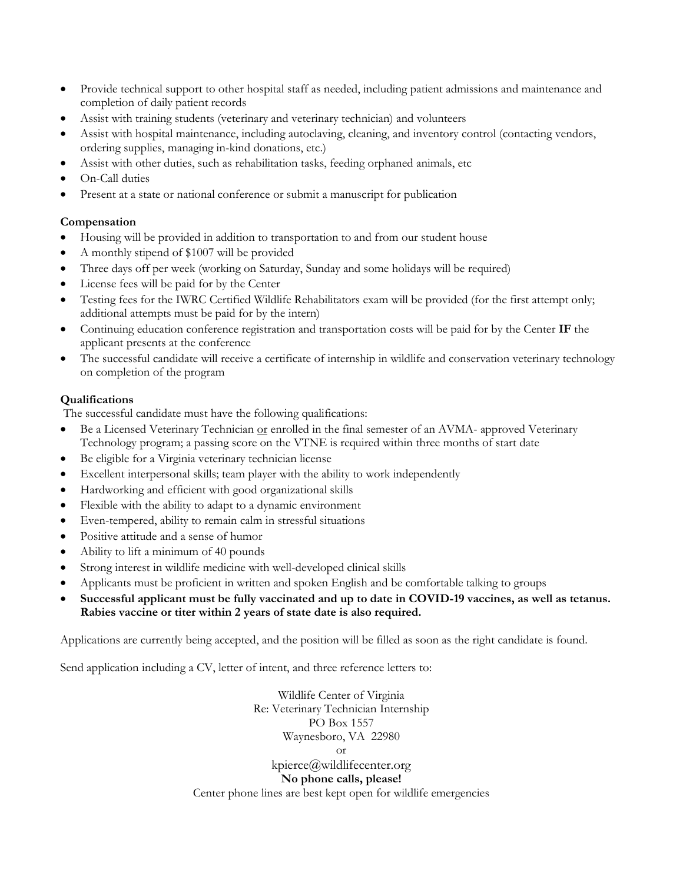- Provide technical support to other hospital staff as needed, including patient admissions and maintenance and completion of daily patient records
- Assist with training students (veterinary and veterinary technician) and volunteers
- Assist with hospital maintenance, including autoclaving, cleaning, and inventory control (contacting vendors, ordering supplies, managing in-kind donations, etc.)
- Assist with other duties, such as rehabilitation tasks, feeding orphaned animals, etc
- On-Call duties
- Present at a state or national conference or submit a manuscript for publication

**Compensation**

- Housing will be provided in addition to transportation to and from our student house
- A monthly stipend of $1007 will be provided
- Three days off per week (working on Saturday, Sunday and some holidays will be required)
- License fees will be paid for by the Center
- Testing fees for the IWRC Certified Wildlife Rehabilitators exam will be provided (for the first attempt only; additional attempts must be paid for by the intern)
- Continuing education conference registration and transportation costs will be paid for by the Center **IF** the applicant presents at the conference
- The successful candidate will receive a certificate of internship in wildlife and conservation veterinary technology on completion of the program

**Qualifications**

The successful candidate must have the following qualifications:

- Be a Licensed Veterinary Technician <u>or</u> enrolled in the final semester of an AVMA- approved Veterinary Technology program; a passing score on the VTNE is required within three months of start date
- Be eligible for a Virginia veterinary technician license
- Excellent interpersonal skills; team player with the ability to work independently
- Hardworking and efficient with good organizational skills
- Flexible with the ability to adapt to a dynamic environment
- Even-tempered, ability to remain calm in stressful situations
- Positive attitude and a sense of humor
- Ability to lift a minimum of 40 pounds
- Strong interest in wildlife medicine with well-developed clinical skills
- Applicants must be proficient in written and spoken English and be comfortable talking to groups
- **Successful applicant must be fully vaccinated and up to date in COVID-19 vaccines, as well as tetanus. Rabies vaccine or titer within 2 years of state date is also required.**

Applications are currently being accepted, and the position will be filled as soon as the right candidate is found.

Send application including a CV, letter of intent, and three reference letters to:

Wildlife Center of Virginia
Re: Veterinary Technician Internship
PO Box 1557
Waynesboro, VA 22980
or
kpierce@wildlifecenter.org
**No phone calls, please!**
Center phone lines are best kept open for wildlife emergencies